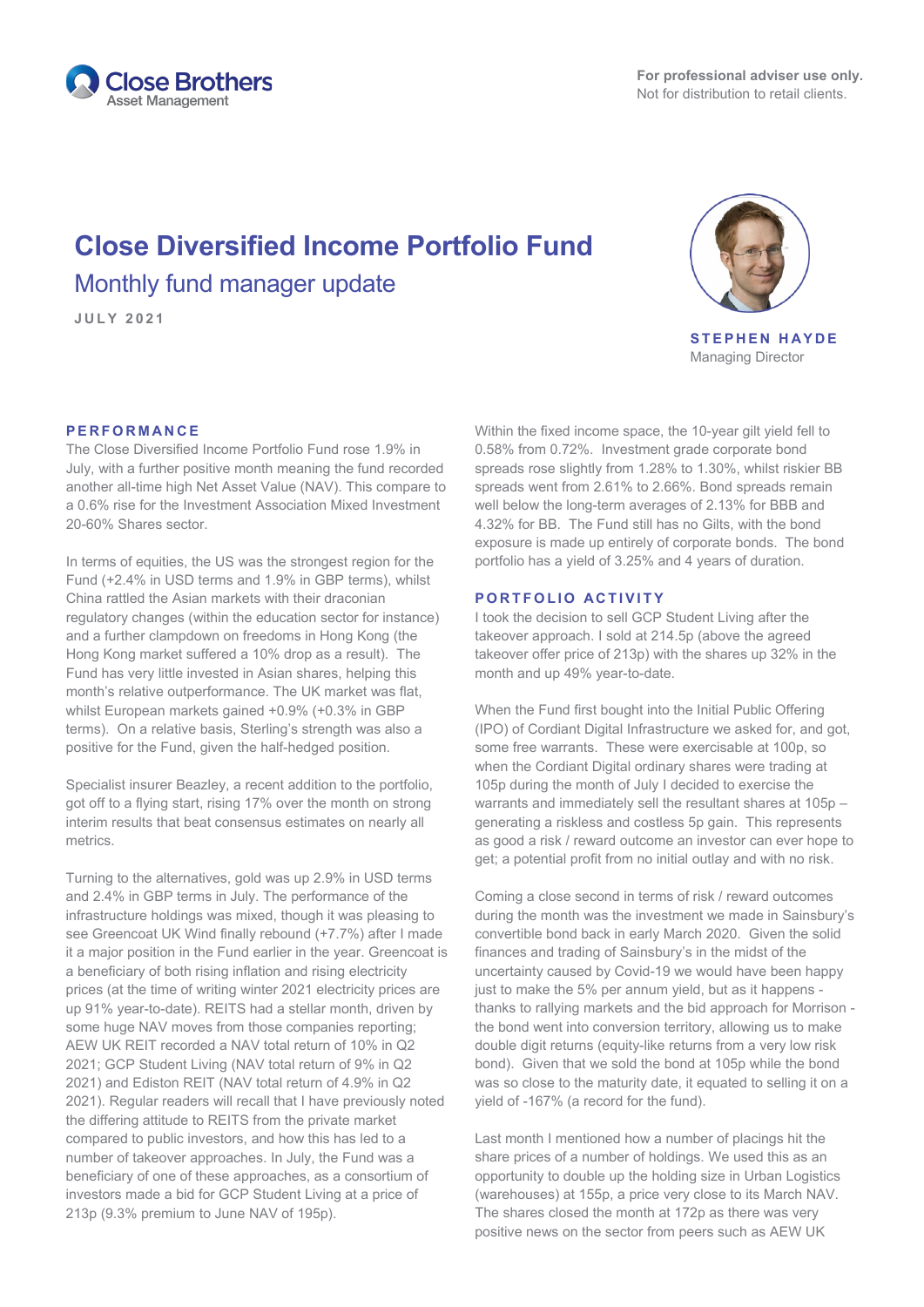For professional adviser use only.
Not for distribution to retail clients.

# Close Diversified Income Portfolio Fund

## Monthly fund manager update

JULY 2021

**STEPHEN HAYDE**
Managing Director

### PERFORMANCE

The Close Diversified Income Portfolio Fund rose 1.9% in July, with a further positive month meaning the fund recorded another all-time high Net Asset Value (NAV). This compare to a 0.6% rise for the Investment Association Mixed Investment 20-60% Shares sector.

In terms of equities, the US was the strongest region for the Fund (+2.4% in USD terms and 1.9% in GBP terms), whilst China rattled the Asian markets with their draconian regulatory changes (within the education sector for instance) and a further clampdown on freedoms in Hong Kong (the Hong Kong market suffered a 10% drop as a result). The Fund has very little invested in Asian shares, helping this month's relative outperformance. The UK market was flat, whilst European markets gained +0.9% (+0.3% in GBP terms). On a relative basis, Sterling's strength was also a positive for the Fund, given the half-hedged position.

Specialist insurer Beazley, a recent addition to the portfolio, got off to a flying start, rising 17% over the month on strong interim results that beat consensus estimates on nearly all metrics.

Turning to the alternatives, gold was up 2.9% in USD terms and 2.4% in GBP terms in July. The performance of the infrastructure holdings was mixed, though it was pleasing to see Greencoat UK Wind finally rebound (+7.7%) after I made it a major position in the Fund earlier in the year. Greencoat is a beneficiary of both rising inflation and rising electricity prices (at the time of writing winter 2021 electricity prices are up 91% year-to-date). REITS had a stellar month, driven by some huge NAV moves from those companies reporting; AEW UK REIT recorded a NAV total return of 10% in Q2 2021; GCP Student Living (NAV total return of 9% in Q2 2021) and Ediston REIT (NAV total return of 4.9% in Q2 2021). Regular readers will recall that I have previously noted the differing attitude to REITS from the private market compared to public investors, and how this has led to a number of takeover approaches. In July, the Fund was a beneficiary of one of these approaches, as a consortium of investors made a bid for GCP Student Living at a price of 213p (9.3% premium to June NAV of 195p).

Within the fixed income space, the 10-year gilt yield fell to 0.58% from 0.72%. Investment grade corporate bond spreads rose slightly from 1.28% to 1.30%, whilst riskier BB spreads went from 2.61% to 2.66%. Bond spreads remain well below the long-term averages of 2.13% for BBB and 4.32% for BB. The Fund still has no Gilts, with the bond exposure is made up entirely of corporate bonds. The bond portfolio has a yield of 3.25% and 4 years of duration.

### PORTFOLIO ACTIVITY

I took the decision to sell GCP Student Living after the takeover approach. I sold at 214.5p (above the agreed takeover offer price of 213p) with the shares up 32% in the month and up 49% year-to-date.

When the Fund first bought into the Initial Public Offering (IPO) of Cordiant Digital Infrastructure we asked for, and got, some free warrants. These were exercisable at 100p, so when the Cordiant Digital ordinary shares were trading at 105p during the month of July I decided to exercise the warrants and immediately sell the resultant shares at 105p – generating a riskless and costless 5p gain. This represents as good a risk / reward outcome an investor can ever hope to get; a potential profit from no initial outlay and with no risk.

Coming a close second in terms of risk / reward outcomes during the month was the investment we made in Sainsbury's convertible bond back in early March 2020. Given the solid finances and trading of Sainsbury's in the midst of the uncertainty caused by Covid-19 we would have been happy just to make the 5% per annum yield, but as it happens - thanks to rallying markets and the bid approach for Morrison - the bond went into conversion territory, allowing us to make double digit returns (equity-like returns from a very low risk bond). Given that we sold the bond at 105p while the bond was so close to the maturity date, it equated to selling it on a yield of -167% (a record for the fund).

Last month I mentioned how a number of placings hit the share prices of a number of holdings. We used this as an opportunity to double up the holding size in Urban Logistics (warehouses) at 155p, a price very close to its March NAV. The shares closed the month at 172p as there was very positive news on the sector from peers such as AEW UK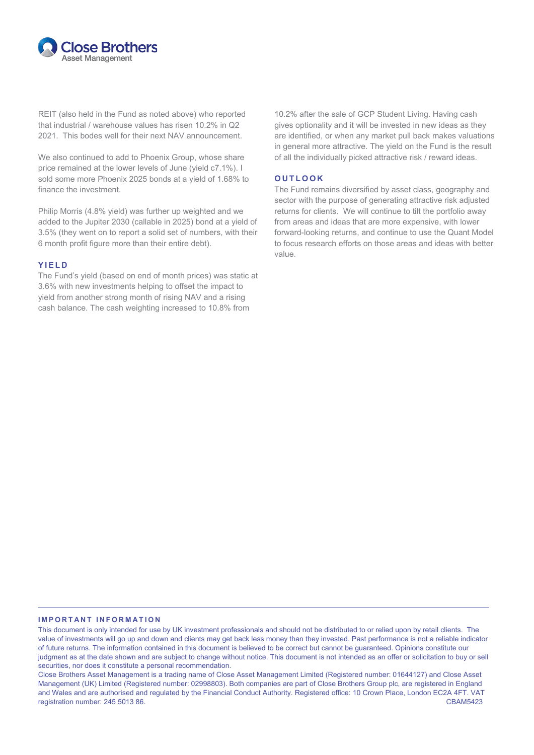REIT (also held in the Fund as noted above) who reported that industrial / warehouse values has risen 10.2% in Q2 2021. This bodes well for their next NAV announcement.

We also continued to add to Phoenix Group, whose share price remained at the lower levels of June (yield c7.1%). I sold some more Phoenix 2025 bonds at a yield of 1.68% to finance the investment.

Philip Morris (4.8% yield) was further up weighted and we added to the Jupiter 2030 (callable in 2025) bond at a yield of 3.5% (they went on to report a solid set of numbers, with their 6 month profit figure more than their entire debt).

## YIELD

The Fund's yield (based on end of month prices) was static at 3.6% with new investments helping to offset the impact to yield from another strong month of rising NAV and a rising cash balance. The cash weighting increased to 10.8% from 10.2% after the sale of GCP Student Living. Having cash gives optionality and it will be invested in new ideas as they are identified, or when any market pull back makes valuations in general more attractive. The yield on the Fund is the result of all the individually picked attractive risk / reward ideas.

## OUTLOOK

The Fund remains diversified by asset class, geography and sector with the purpose of generating attractive risk adjusted returns for clients. We will continue to tilt the portfolio away from areas and ideas that are more expensive, with lower forward-looking returns, and continue to use the Quant Model to focus research efforts on those areas and ideas with better value.

## IMPORTANT INFORMATION

This document is only intended for use by UK investment professionals and should not be distributed to or relied upon by retail clients. The value of investments will go up and down and clients may get back less money than they invested. Past performance is not a reliable indicator of future returns. The information contained in this document is believed to be correct but cannot be guaranteed. Opinions constitute our judgment as at the date shown and are subject to change without notice. This document is not intended as an offer or solicitation to buy or sell securities, nor does it constitute a personal recommendation.

Close Brothers Asset Management is a trading name of Close Asset Management Limited (Registered number: 01644127) and Close Asset Management (UK) Limited (Registered number: 02998803). Both companies are part of Close Brothers Group plc, are registered in England and Wales and are authorised and regulated by the Financial Conduct Authority. Registered office: 10 Crown Place, London EC2A 4FT. VAT registration number: 245 5013 86. CBAM5423